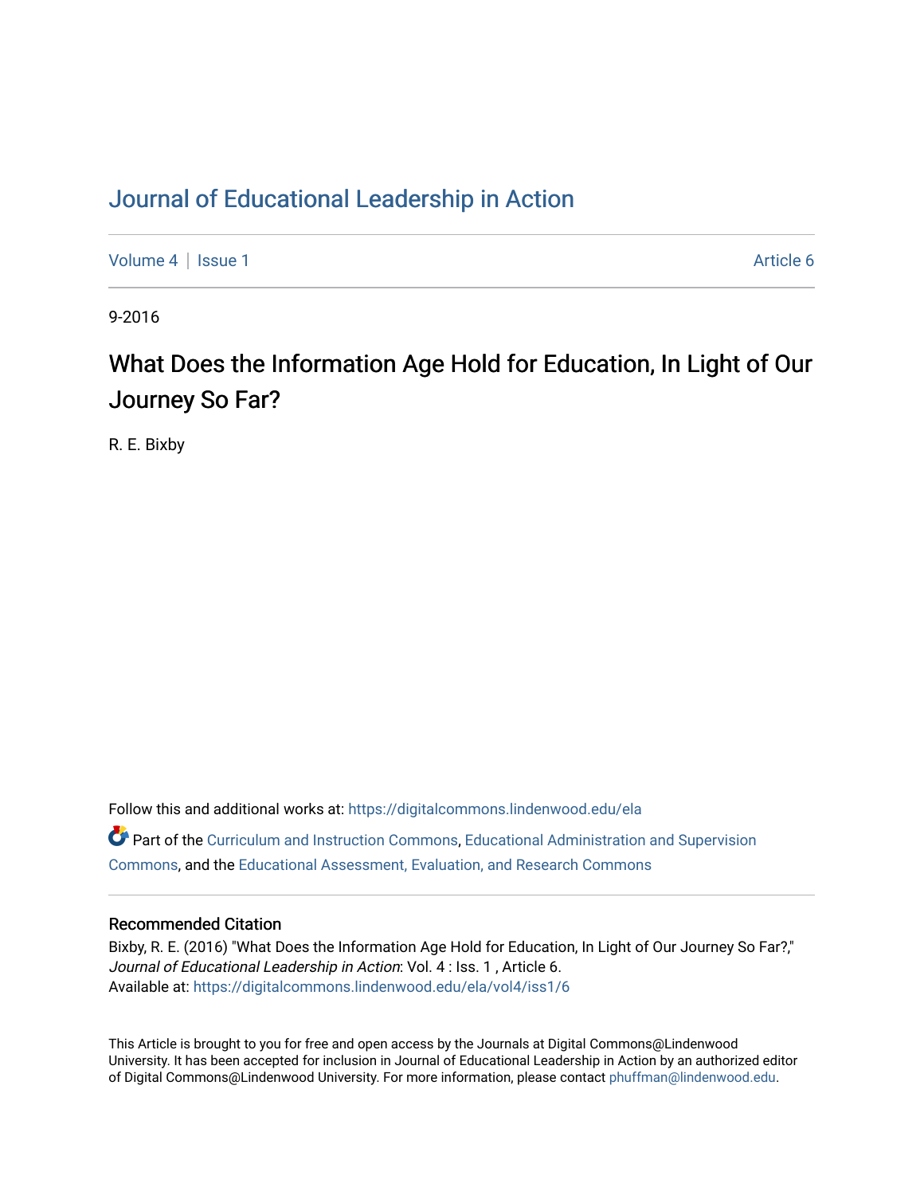# Journal of Educational Leadership in Action

Volume 4 | Issue 1 Article 6

9-2016

## What Does the Information Age Hold for Education, In Light of Our Journey So Far?

R. E. Bixby

Follow this and additional works at: https://digitalcommons.lindenwood.edu/ela

Part of the Curriculum and Instruction Commons, Educational Administration and Supervision Commons, and the Educational Assessment, Evaluation, and Research Commons

### Recommended Citation

Bixby, R. E. (2016) "What Does the Information Age Hold for Education, In Light of Our Journey So Far?," *Journal of Educational Leadership in Action*: Vol. 4 : Iss. 1 , Article 6.
Available at: https://digitalcommons.lindenwood.edu/ela/vol4/iss1/6

This Article is brought to you for free and open access by the Journals at Digital Commons@Lindenwood University. It has been accepted for inclusion in Journal of Educational Leadership in Action by an authorized editor of Digital Commons@Lindenwood University. For more information, please contact phuffman@lindenwood.edu.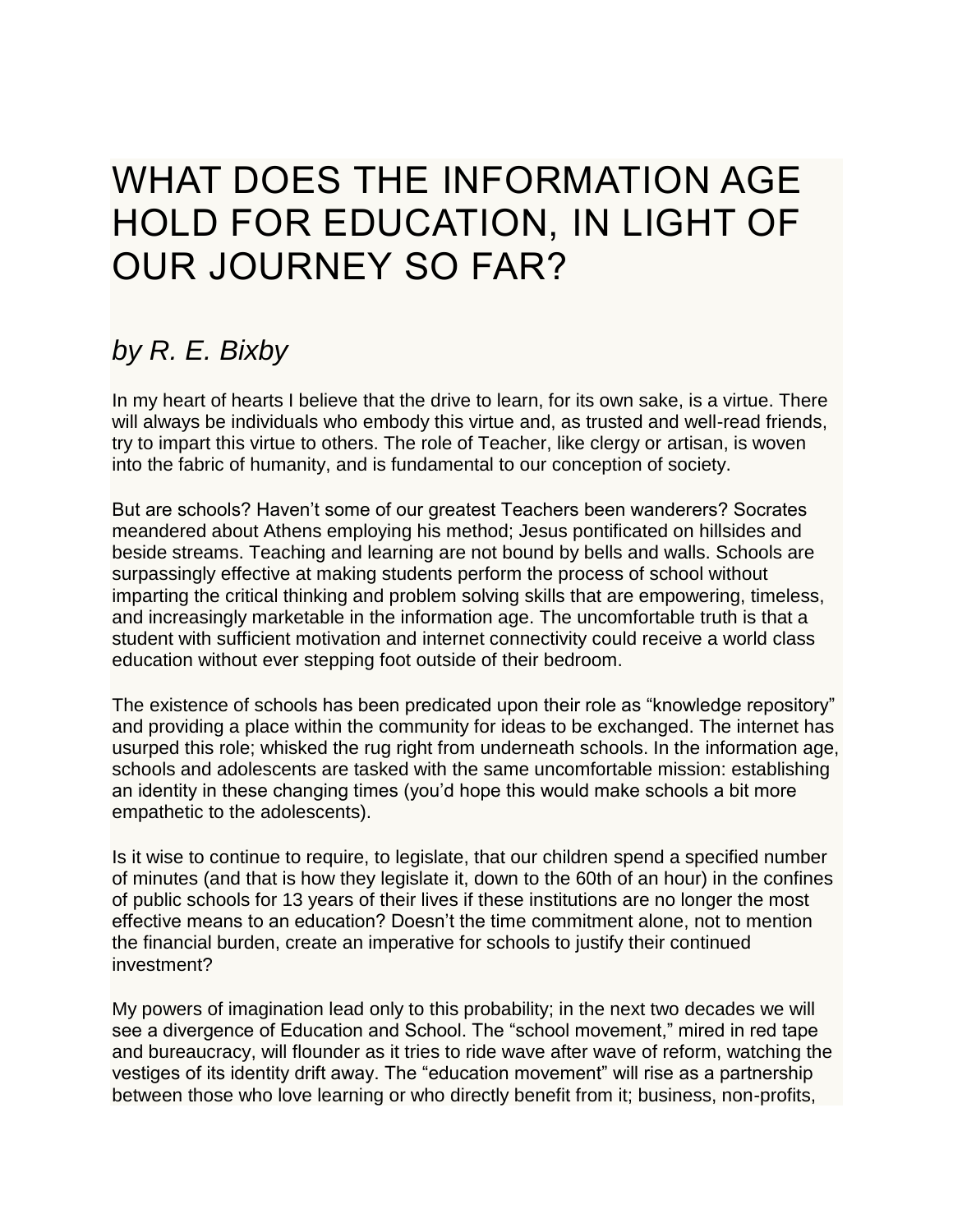# WHAT DOES THE INFORMATION AGE HOLD FOR EDUCATION, IN LIGHT OF OUR JOURNEY SO FAR?

## *by R. E. Bixby*

In my heart of hearts I believe that the drive to learn, for its own sake, is a virtue. There will always be individuals who embody this virtue and, as trusted and well-read friends, try to impart this virtue to others. The role of Teacher, like clergy or artisan, is woven into the fabric of humanity, and is fundamental to our conception of society.

But are schools? Haven't some of our greatest Teachers been wanderers? Socrates meandered about Athens employing his method; Jesus pontificated on hillsides and beside streams. Teaching and learning are not bound by bells and walls. Schools are surpassingly effective at making students perform the process of school without imparting the critical thinking and problem solving skills that are empowering, timeless, and increasingly marketable in the information age. The uncomfortable truth is that a student with sufficient motivation and internet connectivity could receive a world class education without ever stepping foot outside of their bedroom.

The existence of schools has been predicated upon their role as "knowledge repository" and providing a place within the community for ideas to be exchanged. The internet has usurped this role; whisked the rug right from underneath schools. In the information age, schools and adolescents are tasked with the same uncomfortable mission: establishing an identity in these changing times (you'd hope this would make schools a bit more empathetic to the adolescents).

Is it wise to continue to require, to legislate, that our children spend a specified number of minutes (and that is how they legislate it, down to the 60th of an hour) in the confines of public schools for 13 years of their lives if these institutions are no longer the most effective means to an education? Doesn't the time commitment alone, not to mention the financial burden, create an imperative for schools to justify their continued investment?

My powers of imagination lead only to this probability; in the next two decades we will see a divergence of Education and School. The "school movement," mired in red tape and bureaucracy, will flounder as it tries to ride wave after wave of reform, watching the vestiges of its identity drift away. The "education movement" will rise as a partnership between those who love learning or who directly benefit from it; business, non-profits,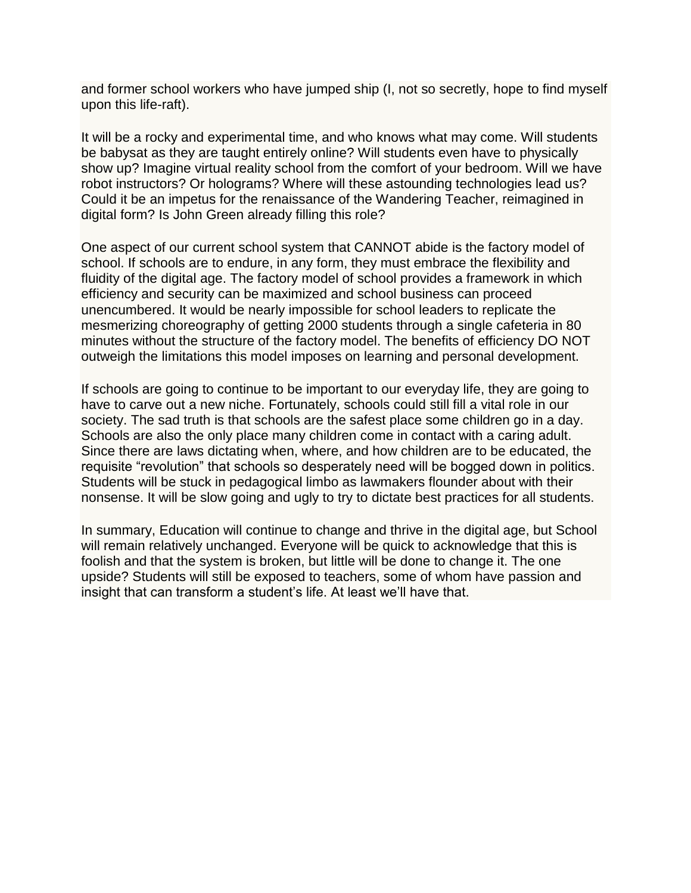and former school workers who have jumped ship (I, not so secretly, hope to find myself upon this life-raft).

It will be a rocky and experimental time, and who knows what may come. Will students be babysat as they are taught entirely online? Will students even have to physically show up? Imagine virtual reality school from the comfort of your bedroom. Will we have robot instructors? Or holograms? Where will these astounding technologies lead us? Could it be an impetus for the renaissance of the Wandering Teacher, reimagined in digital form? Is John Green already filling this role?

One aspect of our current school system that CANNOT abide is the factory model of school. If schools are to endure, in any form, they must embrace the flexibility and fluidity of the digital age. The factory model of school provides a framework in which efficiency and security can be maximized and school business can proceed unencumbered. It would be nearly impossible for school leaders to replicate the mesmerizing choreography of getting 2000 students through a single cafeteria in 80 minutes without the structure of the factory model. The benefits of efficiency DO NOT outweigh the limitations this model imposes on learning and personal development.

If schools are going to continue to be important to our everyday life, they are going to have to carve out a new niche. Fortunately, schools could still fill a vital role in our society. The sad truth is that schools are the safest place some children go in a day. Schools are also the only place many children come in contact with a caring adult. Since there are laws dictating when, where, and how children are to be educated, the requisite "revolution" that schools so desperately need will be bogged down in politics. Students will be stuck in pedagogical limbo as lawmakers flounder about with their nonsense. It will be slow going and ugly to try to dictate best practices for all students.

In summary, Education will continue to change and thrive in the digital age, but School will remain relatively unchanged. Everyone will be quick to acknowledge that this is foolish and that the system is broken, but little will be done to change it. The one upside? Students will still be exposed to teachers, some of whom have passion and insight that can transform a student's life. At least we'll have that.